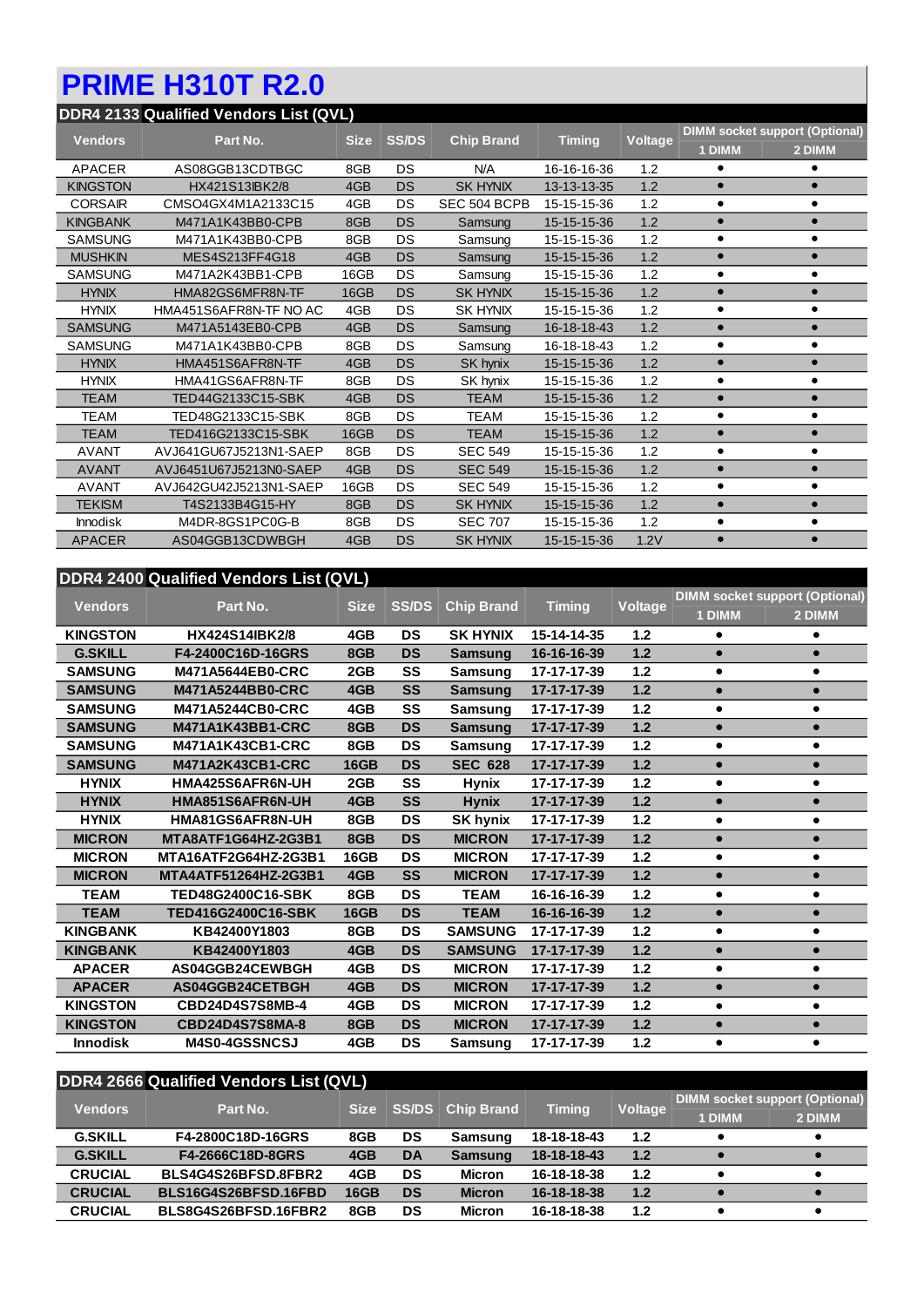# PRIME H310T R2.0

## DDR4 2133 Qualified Vendors List (QVL)

| Vendors | Part No. | Size | SS/DS | Chip Brand | Timing | Voltage | DIMM socket support (Optional) | |
|---|---|---|---|---|---|---|---|---|
| | | | | | | | 1 DIMM | 2 DIMM |
| APACER | AS08GGB13CDTBGC | 8GB | DS | N/A | 16-16-16-36 | 1.2 | • | • |
| KINGSTON | HX421S13IBK2/8 | 4GB | DS | SK HYNIX | 13-13-13-35 | 1.2 | • | • |
| CORSAIR | CMSO4GX4M1A2133C15 | 4GB | DS | SEC 504 BCPB | 15-15-15-36 | 1.2 | • | • |
| KINGBANK | M471A1K43BB0-CPB | 8GB | DS | Samsung | 15-15-15-36 | 1.2 | • | • |
| SAMSUNG | M471A1K43BB0-CPB | 8GB | DS | Samsung | 15-15-15-36 | 1.2 | • | • |
| MUSHKIN | MES4S213FF4G18 | 4GB | DS | Samsung | 15-15-15-36 | 1.2 | • | • |
| SAMSUNG | M471A2K43BB1-CPB | 16GB | DS | Samsung | 15-15-15-36 | 1.2 | • | • |
| HYNIX | HMA82GS6MFR8N-TF | 16GB | DS | SK HYNIX | 15-15-15-36 | 1.2 | • | • |
| HYNIX | HMA451S6AFR8N-TF NO AC | 4GB | DS | SK HYNIX | 15-15-15-36 | 1.2 | • | • |
| SAMSUNG | M471A5143EB0-CPB | 4GB | DS | Samsung | 16-18-18-43 | 1.2 | • | • |
| SAMSUNG | M471A1K43BB0-CPB | 8GB | DS | Samsung | 16-18-18-43 | 1.2 | • | • |
| HYNIX | HMA451S6AFR8N-TF | 4GB | DS | SK hynix | 15-15-15-36 | 1.2 | • | • |
| HYNIX | HMA41GS6AFR8N-TF | 8GB | DS | SK hynix | 15-15-15-36 | 1.2 | • | • |
| TEAM | TED44G2133C15-SBK | 4GB | DS | TEAM | 15-15-15-36 | 1.2 | • | • |
| TEAM | TED48G2133C15-SBK | 8GB | DS | TEAM | 15-15-15-36 | 1.2 | • | • |
| TEAM | TED416G2133C15-SBK | 16GB | DS | TEAM | 15-15-15-36 | 1.2 | • | • |
| AVANT | AVJ641GU67J5213N1-SAEP | 8GB | DS | SEC 549 | 15-15-15-36 | 1.2 | • | • |
| AVANT | AVJ6451U67J5213N0-SAEP | 4GB | DS | SEC 549 | 15-15-15-36 | 1.2 | • | • |
| AVANT | AVJ642GU42J5213N1-SAEP | 16GB | DS | SEC 549 | 15-15-15-36 | 1.2 | • | • |
| TEKISM | T4S2133B4G15-HY | 8GB | DS | SK HYNIX | 15-15-15-36 | 1.2 | • | • |
| Innodisk | M4DR-8GS1PC0G-B | 8GB | DS | SEC 707 | 15-15-15-36 | 1.2 | • | • |
| APACER | AS04GGB13CDWBGH | 4GB | DS | SK HYNIX | 15-15-15-36 | 1.2V | • | • |

## DDR4 2400 Qualified Vendors List (QVL)

| Vendors | Part No. | Size | SS/DS | Chip Brand | Timing | Voltage | DIMM socket support (Optional) | |
|---|---|---|---|---|---|---|---|---|
| | | | | | | | 1 DIMM | 2 DIMM |
| **KINGSTON** | **HX424S14IBK2/8** | **4GB** | **DS** | **SK HYNIX** | **15-14-14-35** | **1.2** | • | • |
| **G.SKILL** | **F4-2400C16D-16GRS** | **8GB** | **DS** | **Samsung** | **16-16-16-39** | **1.2** | • | • |
| **SAMSUNG** | **M471A5644EB0-CRC** | **2GB** | **SS** | **Samsung** | **17-17-17-39** | **1.2** | • | • |
| **SAMSUNG** | **M471A5244BB0-CRC** | **4GB** | **SS** | **Samsung** | **17-17-17-39** | **1.2** | • | • |
| **SAMSUNG** | **M471A5244CB0-CRC** | **4GB** | **SS** | **Samsung** | **17-17-17-39** | **1.2** | • | • |
| **SAMSUNG** | **M471A1K43BB1-CRC** | **8GB** | **DS** | **Samsung** | **17-17-17-39** | **1.2** | • | • |
| **SAMSUNG** | **M471A1K43CB1-CRC** | **8GB** | **DS** | **Samsung** | **17-17-17-39** | **1.2** | • | • |
| **SAMSUNG** | **M471A2K43CB1-CRC** | **16GB** | **DS** | **SEC 628** | **17-17-17-39** | **1.2** | • | • |
| **HYNIX** | **HMA425S6AFR6N-UH** | **2GB** | **SS** | **Hynix** | **17-17-17-39** | **1.2** | • | • |
| **HYNIX** | **HMA851S6AFR6N-UH** | **4GB** | **SS** | **Hynix** | **17-17-17-39** | **1.2** | • | • |
| **HYNIX** | **HMA81GS6AFR8N-UH** | **8GB** | **DS** | **SK hynix** | **17-17-17-39** | **1.2** | • | • |
| **MICRON** | **MTA8ATF1G64HZ-2G3B1** | **8GB** | **DS** | **MICRON** | **17-17-17-39** | **1.2** | • | • |
| **MICRON** | **MTA16ATF2G64HZ-2G3B1** | **16GB** | **DS** | **MICRON** | **17-17-17-39** | **1.2** | • | • |
| **MICRON** | **MTA4ATF51264HZ-2G3B1** | **4GB** | **SS** | **MICRON** | **17-17-17-39** | **1.2** | • | • |
| **TEAM** | **TED48G2400C16-SBK** | **8GB** | **DS** | **TEAM** | **16-16-16-39** | **1.2** | • | • |
| **TEAM** | **TED416G2400C16-SBK** | **16GB** | **DS** | **TEAM** | **16-16-16-39** | **1.2** | • | • |
| **KINGBANK** | **KB42400Y1803** | **8GB** | **DS** | **SAMSUNG** | **17-17-17-39** | **1.2** | • | • |
| **KINGBANK** | **KB42400Y1803** | **4GB** | **DS** | **SAMSUNG** | **17-17-17-39** | **1.2** | • | • |
| **APACER** | **AS04GGB24CEWBGH** | **4GB** | **DS** | **MICRON** | **17-17-17-39** | **1.2** | • | • |
| **APACER** | **AS04GGB24CETBGH** | **4GB** | **DS** | **MICRON** | **17-17-17-39** | **1.2** | • | • |
| **KINGSTON** | **CBD24D4S7S8MB-4** | **4GB** | **DS** | **MICRON** | **17-17-17-39** | **1.2** | • | • |
| **KINGSTON** | **CBD24D4S7S8MA-8** | **8GB** | **DS** | **MICRON** | **17-17-17-39** | **1.2** | • | • |
| **Innodisk** | **M4S0-4GSSNCSJ** | **4GB** | **DS** | **Samsung** | **17-17-17-39** | **1.2** | • | • |

## DDR4 2666 Qualified Vendors List (QVL)

| Vendors | Part No. | Size | SS/DS | Chip Brand | Timing | Voltage | DIMM socket support (Optional) | |
|---|---|---|---|---|---|---|---|---|
| | | | | | | | 1 DIMM | 2 DIMM |
| **G.SKILL** | **F4-2800C18D-16GRS** | **8GB** | **DS** | **Samsung** | **18-18-18-43** | **1.2** | • | • |
| **G.SKILL** | **F4-2666C18D-8GRS** | **4GB** | **DA** | **Samsung** | **18-18-18-43** | **1.2** | • | • |
| **CRUCIAL** | **BLS4G4S26BFSD.8FBR2** | **4GB** | **DS** | **Micron** | **16-18-18-38** | **1.2** | • | • |
| **CRUCIAL** | **BLS16G4S26BFSD.16FBD** | **16GB** | **DS** | **Micron** | **16-18-18-38** | **1.2** | • | • |
| **CRUCIAL** | **BLS8G4S26BFSD.16FBR2** | **8GB** | **DS** | **Micron** | **16-18-18-38** | **1.2** | • | • |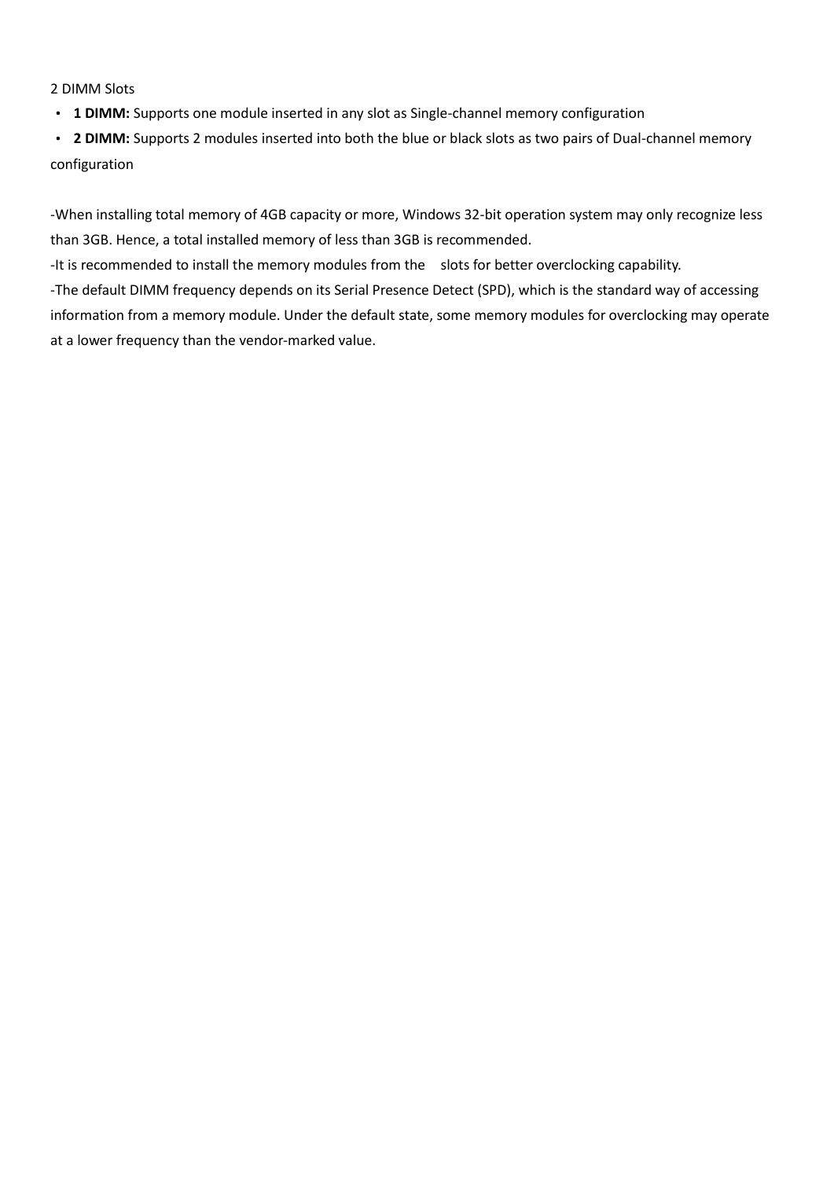2 DIMM Slots

- **1 DIMM:** Supports one module inserted in any slot as Single-channel memory configuration
- **2 DIMM:** Supports 2 modules inserted into both the blue or black slots as two pairs of Dual-channel memory configuration

-When installing total memory of 4GB capacity or more, Windows 32-bit operation system may only recognize less than 3GB. Hence, a total installed memory of less than 3GB is recommended.

-It is recommended to install the memory modules from the  slots for better overclocking capability.

-The default DIMM frequency depends on its Serial Presence Detect (SPD), which is the standard way of accessing information from a memory module. Under the default state, some memory modules for overclocking may operate at a lower frequency than the vendor-marked value.